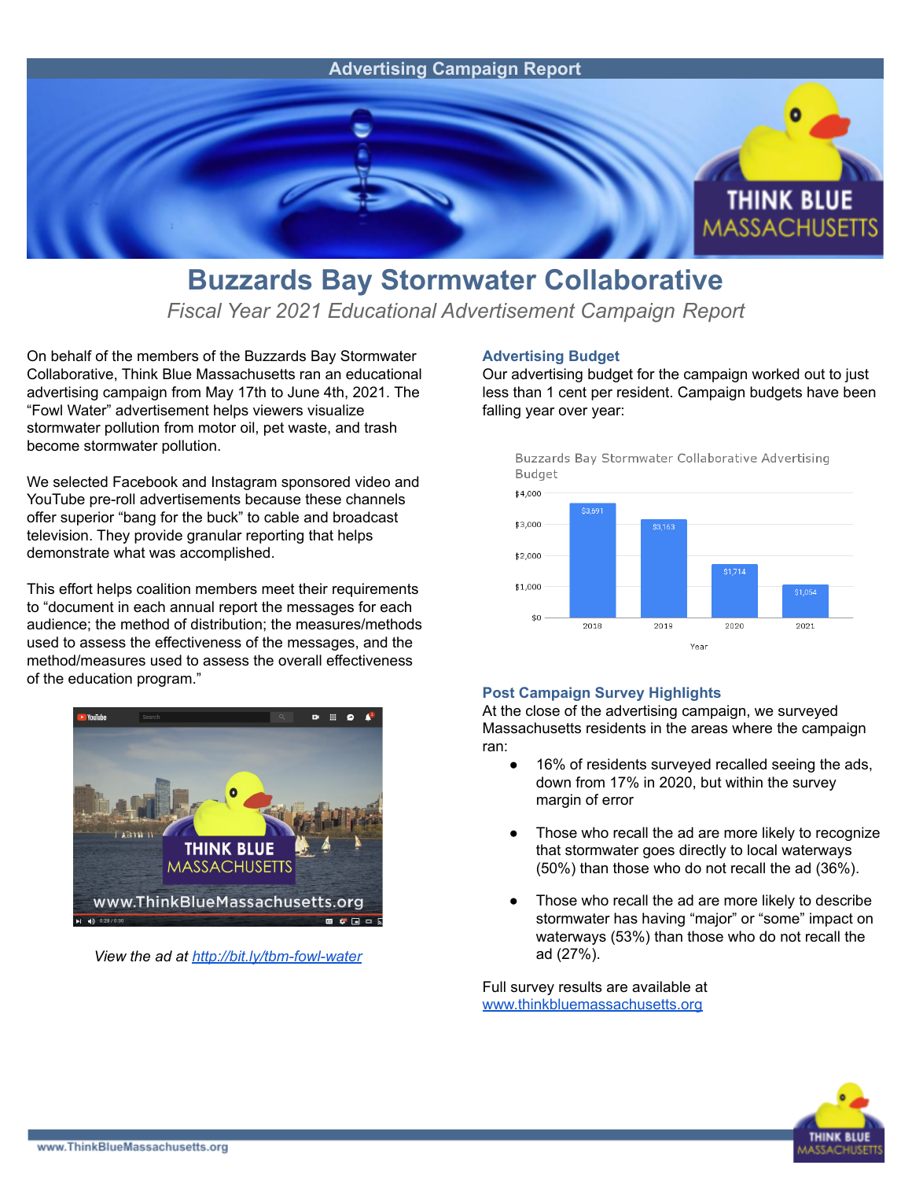Advertising Campaign Report

# Buzzards Bay Stormwater Collaborative

*Fiscal Year 2021 Educational Advertisement Campaign Report*

On behalf of the members of the Buzzards Bay Stormwater Collaborative, Think Blue Massachusetts ran an educational advertising campaign from May 17th to June 4th, 2021. The "Fowl Water" advertisement helps viewers visualize stormwater pollution from motor oil, pet waste, and trash become stormwater pollution.

We selected Facebook and Instagram sponsored video and YouTube pre-roll advertisements because these channels offer superior "bang for the buck" to cable and broadcast television. They provide granular reporting that helps demonstrate what was accomplished.

This effort helps coalition members meet their requirements to "document in each annual report the messages for each audience; the method of distribution; the measures/methods used to assess the effectiveness of the messages, and the method/measures used to assess the overall effectiveness of the education program."

*View the ad at [http://bit.ly/tbm-fowl-water](http://bit.ly/tbm-fowl-water)*

### Advertising Budget

Our advertising budget for the campaign worked out to just less than 1 cent per resident. Campaign budgets have been falling year over year:

Buzzards Bay Stormwater Collaborative Advertising Budget

| Year | Budget |
|---|---|
| 2018 | $3,691 |
| 2019 | $3,163 |
| 2020 | $1,714 |
| 2021 | $1,054 |

### Post Campaign Survey Highlights

At the close of the advertising campaign, we surveyed Massachusetts residents in the areas where the campaign ran:

- 16% of residents surveyed recalled seeing the ads, down from 17% in 2020, but within the survey margin of error
- Those who recall the ad are more likely to recognize that stormwater goes directly to local waterways (50%) than those who do not recall the ad (36%).
- Those who recall the ad are more likely to describe stormwater has having "major" or "some" impact on waterways (53%) than those who do not recall the ad (27%).

Full survey results are available at [www.thinkbluemassachusetts.org](www.thinkbluemassachusetts.org)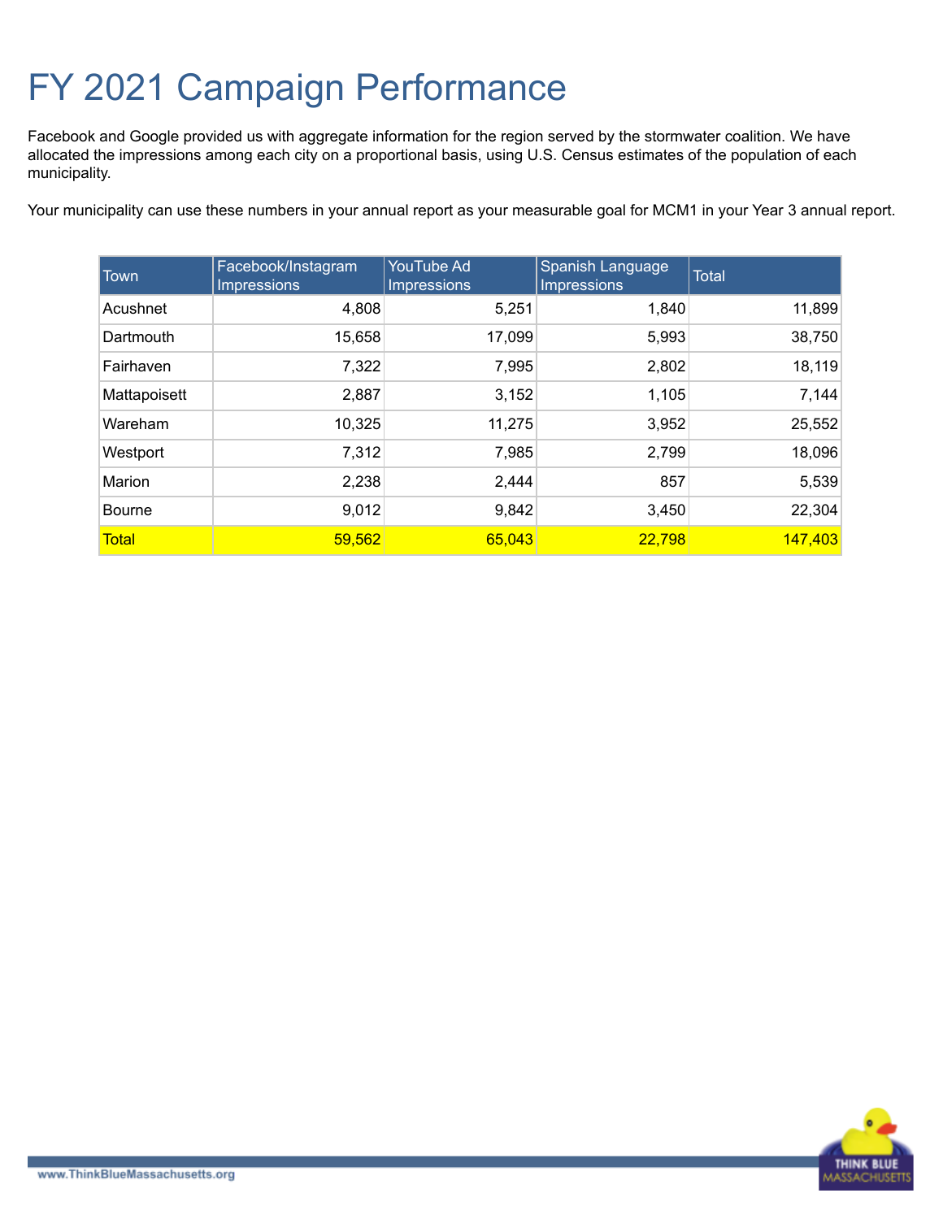# FY 2021 Campaign Performance

Facebook and Google provided us with aggregate information for the region served by the stormwater coalition. We have allocated the impressions among each city on a proportional basis, using U.S. Census estimates of the population of each municipality.

Your municipality can use these numbers in your annual report as your measurable goal for MCM1 in your Year 3 annual report.

| Town | Facebook/Instagram Impressions | YouTube Ad Impressions | Spanish Language Impressions | Total |
|---|---|---|---|---|
| Acushnet | 4,808 | 5,251 | 1,840 | 11,899 |
| Dartmouth | 15,658 | 17,099 | 5,993 | 38,750 |
| Fairhaven | 7,322 | 7,995 | 2,802 | 18,119 |
| Mattapoisett | 2,887 | 3,152 | 1,105 | 7,144 |
| Wareham | 10,325 | 11,275 | 3,952 | 25,552 |
| Westport | 7,312 | 7,985 | 2,799 | 18,096 |
| Marion | 2,238 | 2,444 | 857 | 5,539 |
| Bourne | 9,012 | 9,842 | 3,450 | 22,304 |
| Total | 59,562 | 65,043 | 22,798 | 147,403 |